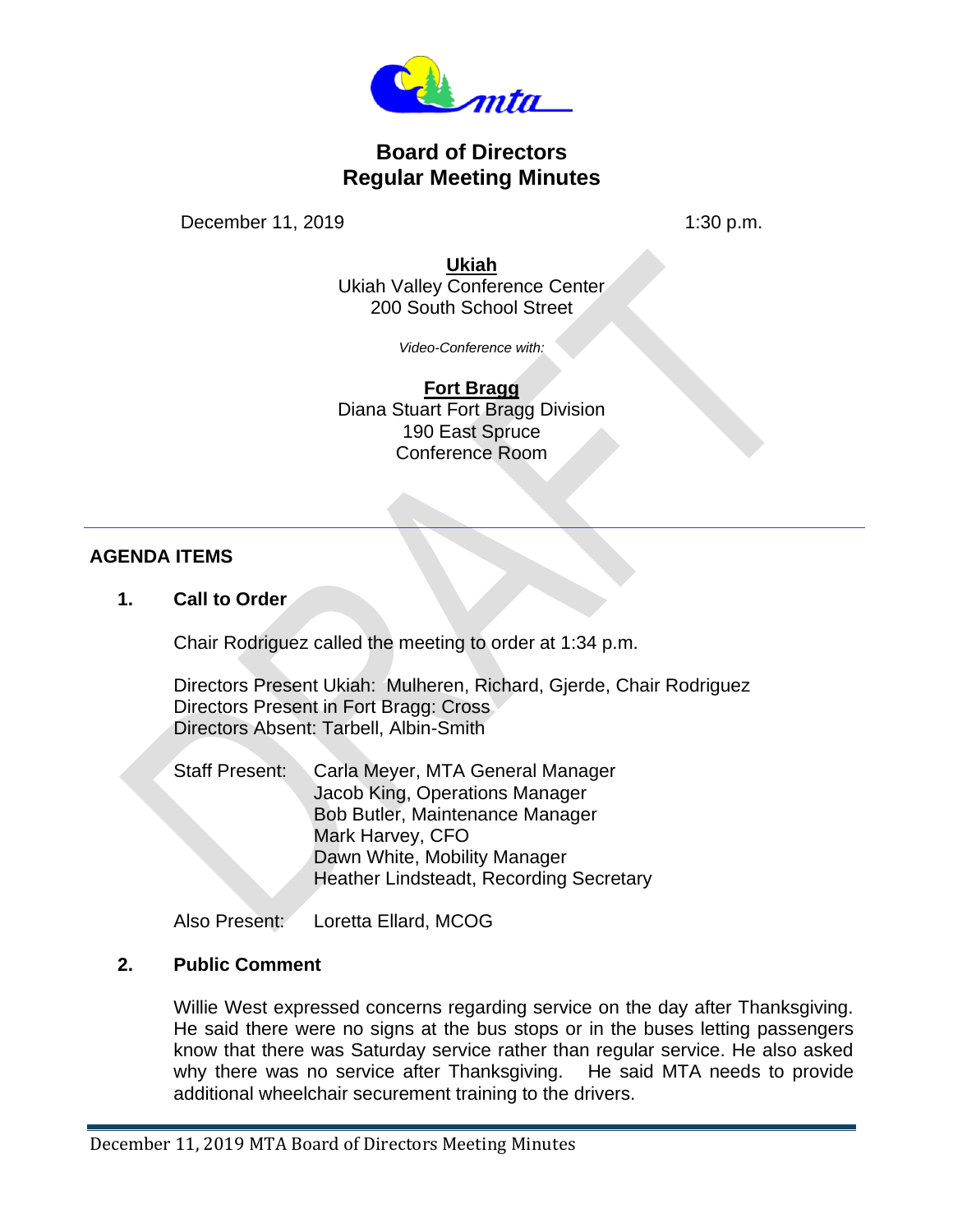# Board of Directors
# Regular Meeting Minutes

December 11, 2019 — 1:30 p.m.

**Ukiah**
Ukiah Valley Conference Center
200 South School Street

*Video-Conference with:*

**Fort Bragg**
Diana Stuart Fort Bragg Division
190 East Spruce
Conference Room

---

## AGENDA ITEMS

### 1. Call to Order

Chair Rodriguez called the meeting to order at 1:34 p.m.

Directors Present Ukiah: Mulheren, Richard, Gjerde, Chair Rodriguez
Directors Present in Fort Bragg: Cross
Directors Absent: Tarbell, Albin-Smith

Staff Present:
- Carla Meyer, MTA General Manager
- Jacob King, Operations Manager
- Bob Butler, Maintenance Manager
- Mark Harvey, CFO
- Dawn White, Mobility Manager
- Heather Lindsteadt, Recording Secretary

Also Present: Loretta Ellard, MCOG

### 2. Public Comment

Willie West expressed concerns regarding service on the day after Thanksgiving. He said there were no signs at the bus stops or in the buses letting passengers know that there was Saturday service rather than regular service. He also asked why there was no service after Thanksgiving. He said MTA needs to provide additional wheelchair securement training to the drivers.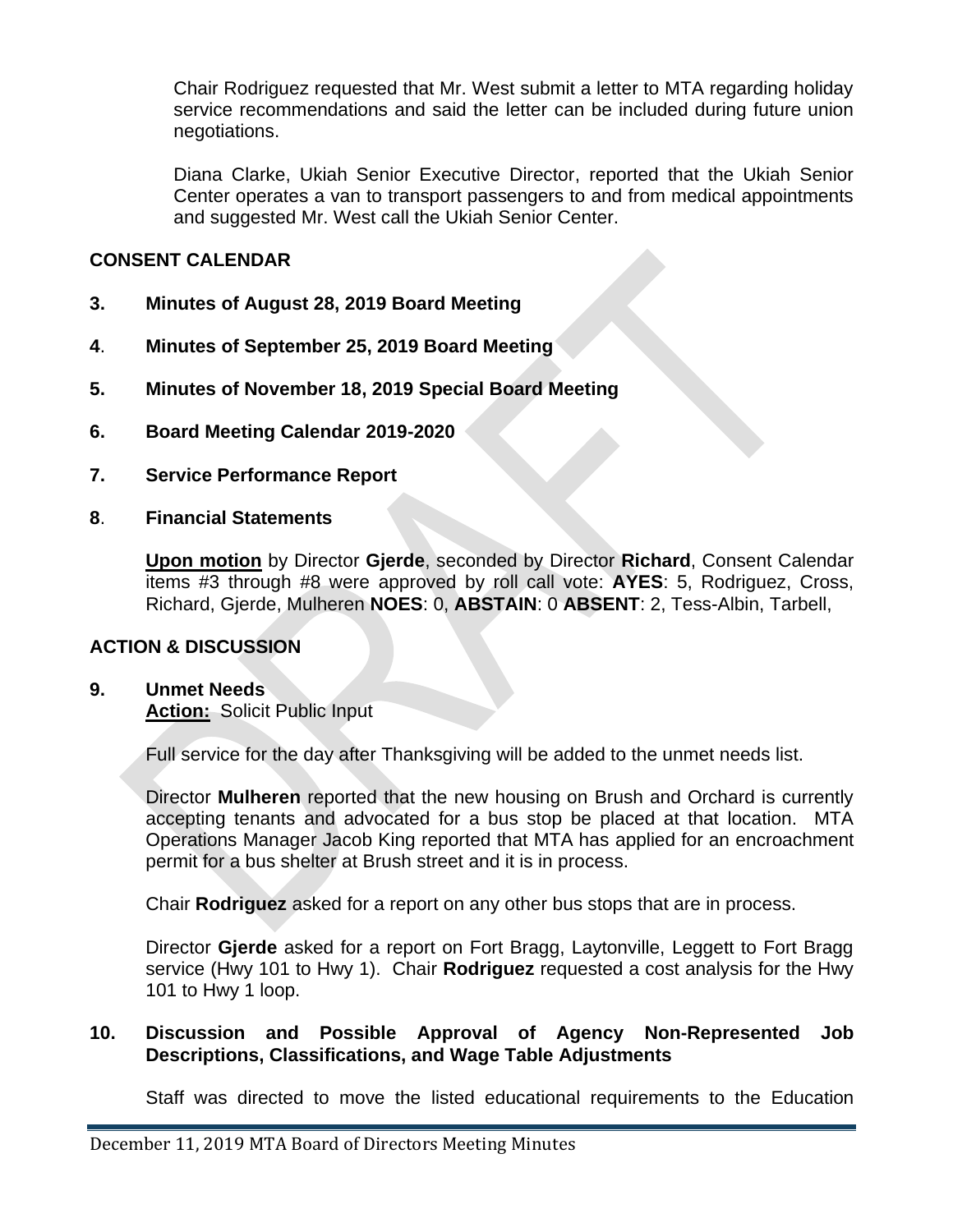Chair Rodriguez requested that Mr. West submit a letter to MTA regarding holiday service recommendations and said the letter can be included during future union negotiations.

Diana Clarke, Ukiah Senior Executive Director, reported that the Ukiah Senior Center operates a van to transport passengers to and from medical appointments and suggested Mr. West call the Ukiah Senior Center.

## CONSENT CALENDAR

**3. Minutes of August 28, 2019 Board Meeting**

**4. Minutes of September 25, 2019 Board Meeting**

**5. Minutes of November 18, 2019 Special Board Meeting**

**6. Board Meeting Calendar 2019-2020**

**7. Service Performance Report**

**8. Financial Statements**

**Upon motion** by Director **Gjerde**, seconded by Director **Richard**, Consent Calendar items #3 through #8 were approved by roll call vote: **AYES**: 5, Rodriguez, Cross, Richard, Gjerde, Mulheren **NOES**: 0, **ABSTAIN**: 0 **ABSENT**: 2, Tess-Albin, Tarbell,

## ACTION & DISCUSSION

**9. Unmet Needs**
**Action:** Solicit Public Input

Full service for the day after Thanksgiving will be added to the unmet needs list.

Director **Mulheren** reported that the new housing on Brush and Orchard is currently accepting tenants and advocated for a bus stop be placed at that location. MTA Operations Manager Jacob King reported that MTA has applied for an encroachment permit for a bus shelter at Brush street and it is in process.

Chair **Rodriguez** asked for a report on any other bus stops that are in process.

Director **Gjerde** asked for a report on Fort Bragg, Laytonville, Leggett to Fort Bragg service (Hwy 101 to Hwy 1). Chair **Rodriguez** requested a cost analysis for the Hwy 101 to Hwy 1 loop.

**10. Discussion and Possible Approval of Agency Non-Represented Job Descriptions, Classifications, and Wage Table Adjustments**

Staff was directed to move the listed educational requirements to the Education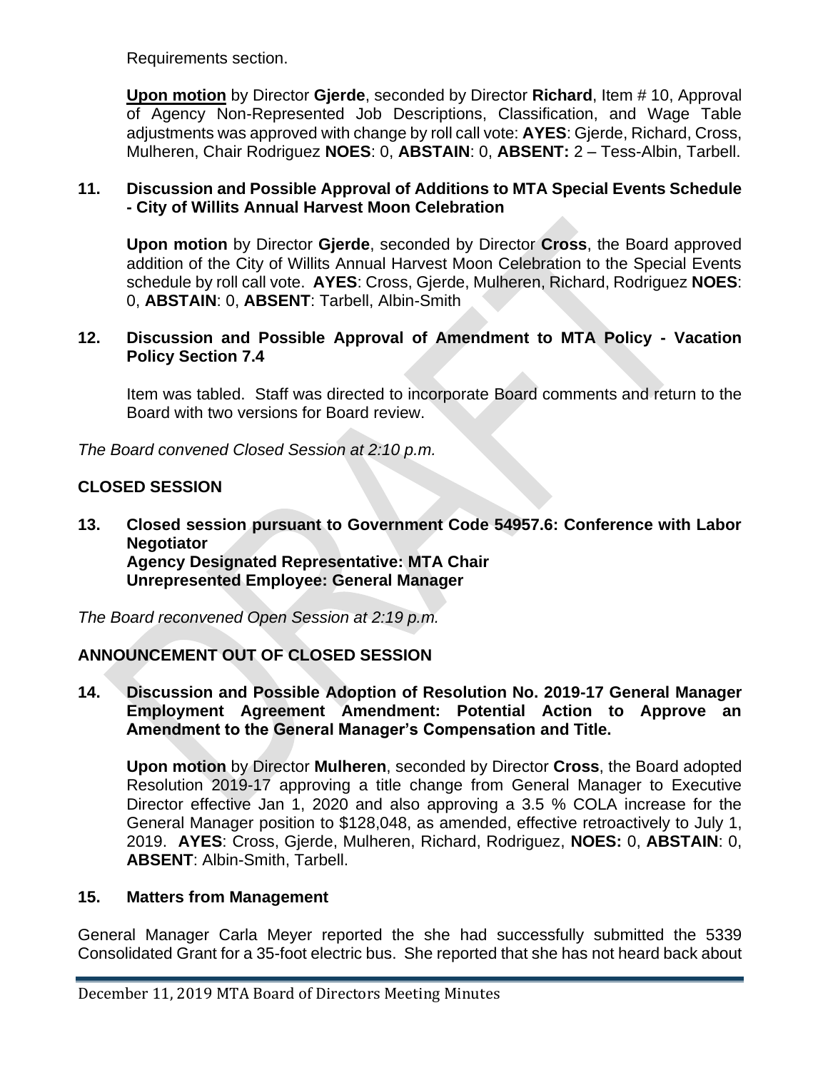Requirements section.

**Upon motion** by Director **Gjerde**, seconded by Director **Richard**, Item # 10, Approval of Agency Non-Represented Job Descriptions, Classification, and Wage Table adjustments was approved with change by roll call vote: **AYES**: Gjerde, Richard, Cross, Mulheren, Chair Rodriguez **NOES**: 0, **ABSTAIN**: 0, **ABSENT:** 2 – Tess-Albin, Tarbell.

**11. Discussion and Possible Approval of Additions to MTA Special Events Schedule - City of Willits Annual Harvest Moon Celebration**

**Upon motion** by Director **Gjerde**, seconded by Director **Cross**, the Board approved addition of the City of Willits Annual Harvest Moon Celebration to the Special Events schedule by roll call vote. **AYES**: Cross, Gjerde, Mulheren, Richard, Rodriguez **NOES**: 0, **ABSTAIN**: 0, **ABSENT**: Tarbell, Albin-Smith

**12. Discussion and Possible Approval of Amendment to MTA Policy - Vacation Policy Section 7.4**

Item was tabled. Staff was directed to incorporate Board comments and return to the Board with two versions for Board review.

*The Board convened Closed Session at 2:10 p.m.*

## CLOSED SESSION

**13. Closed session pursuant to Government Code 54957.6: Conference with Labor Negotiator**
**Agency Designated Representative: MTA Chair**
**Unrepresented Employee: General Manager**

*The Board reconvened Open Session at 2:19 p.m.*

## ANNOUNCEMENT OUT OF CLOSED SESSION

**14. Discussion and Possible Adoption of Resolution No. 2019-17 General Manager Employment Agreement Amendment: Potential Action to Approve an Amendment to the General Manager's Compensation and Title.**

**Upon motion** by Director **Mulheren**, seconded by Director **Cross**, the Board adopted Resolution 2019-17 approving a title change from General Manager to Executive Director effective Jan 1, 2020 and also approving a 3.5 % COLA increase for the General Manager position to $128,048, as amended, effective retroactively to July 1, 2019. **AYES**: Cross, Gjerde, Mulheren, Richard, Rodriguez, **NOES:** 0, **ABSTAIN**: 0, **ABSENT**: Albin-Smith, Tarbell.

**15. Matters from Management**

General Manager Carla Meyer reported the she had successfully submitted the 5339 Consolidated Grant for a 35-foot electric bus. She reported that she has not heard back about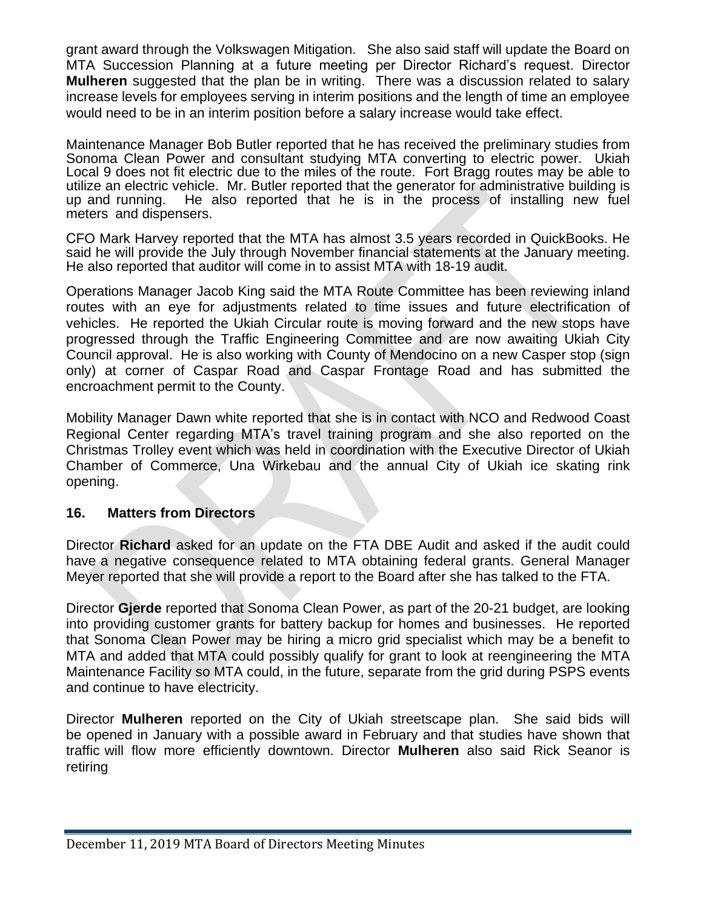grant award through the Volkswagen Mitigation. She also said staff will update the Board on MTA Succession Planning at a future meeting per Director Richard's request. Director **Mulheren** suggested that the plan be in writing. There was a discussion related to salary increase levels for employees serving in interim positions and the length of time an employee would need to be in an interim position before a salary increase would take effect.

Maintenance Manager Bob Butler reported that he has received the preliminary studies from Sonoma Clean Power and consultant studying MTA converting to electric power. Ukiah Local 9 does not fit electric due to the miles of the route. Fort Bragg routes may be able to utilize an electric vehicle. Mr. Butler reported that the generator for administrative building is up and running. He also reported that he is in the process of installing new fuel meters and dispensers.

CFO Mark Harvey reported that the MTA has almost 3.5 years recorded in QuickBooks. He said he will provide the July through November financial statements at the January meeting. He also reported that auditor will come in to assist MTA with 18-19 audit.

Operations Manager Jacob King said the MTA Route Committee has been reviewing inland routes with an eye for adjustments related to time issues and future electrification of vehicles. He reported the Ukiah Circular route is moving forward and the new stops have progressed through the Traffic Engineering Committee and are now awaiting Ukiah City Council approval. He is also working with County of Mendocino on a new Casper stop (sign only) at corner of Caspar Road and Caspar Frontage Road and has submitted the encroachment permit to the County.

Mobility Manager Dawn white reported that she is in contact with NCO and Redwood Coast Regional Center regarding MTA's travel training program and she also reported on the Christmas Trolley event which was held in coordination with the Executive Director of Ukiah Chamber of Commerce, Una Wirkebau and the annual City of Ukiah ice skating rink opening.

## 16. Matters from Directors

Director **Richard** asked for an update on the FTA DBE Audit and asked if the audit could have a negative consequence related to MTA obtaining federal grants. General Manager Meyer reported that she will provide a report to the Board after she has talked to the FTA.

Director **Gjerde** reported that Sonoma Clean Power, as part of the 20-21 budget, are looking into providing customer grants for battery backup for homes and businesses. He reported that Sonoma Clean Power may be hiring a micro grid specialist which may be a benefit to MTA and added that MTA could possibly qualify for grant to look at reengineering the MTA Maintenance Facility so MTA could, in the future, separate from the grid during PSPS events and continue to have electricity.

Director **Mulheren** reported on the City of Ukiah streetscape plan. She said bids will be opened in January with a possible award in February and that studies have shown that traffic will flow more efficiently downtown. Director **Mulheren** also said Rick Seanor is retiring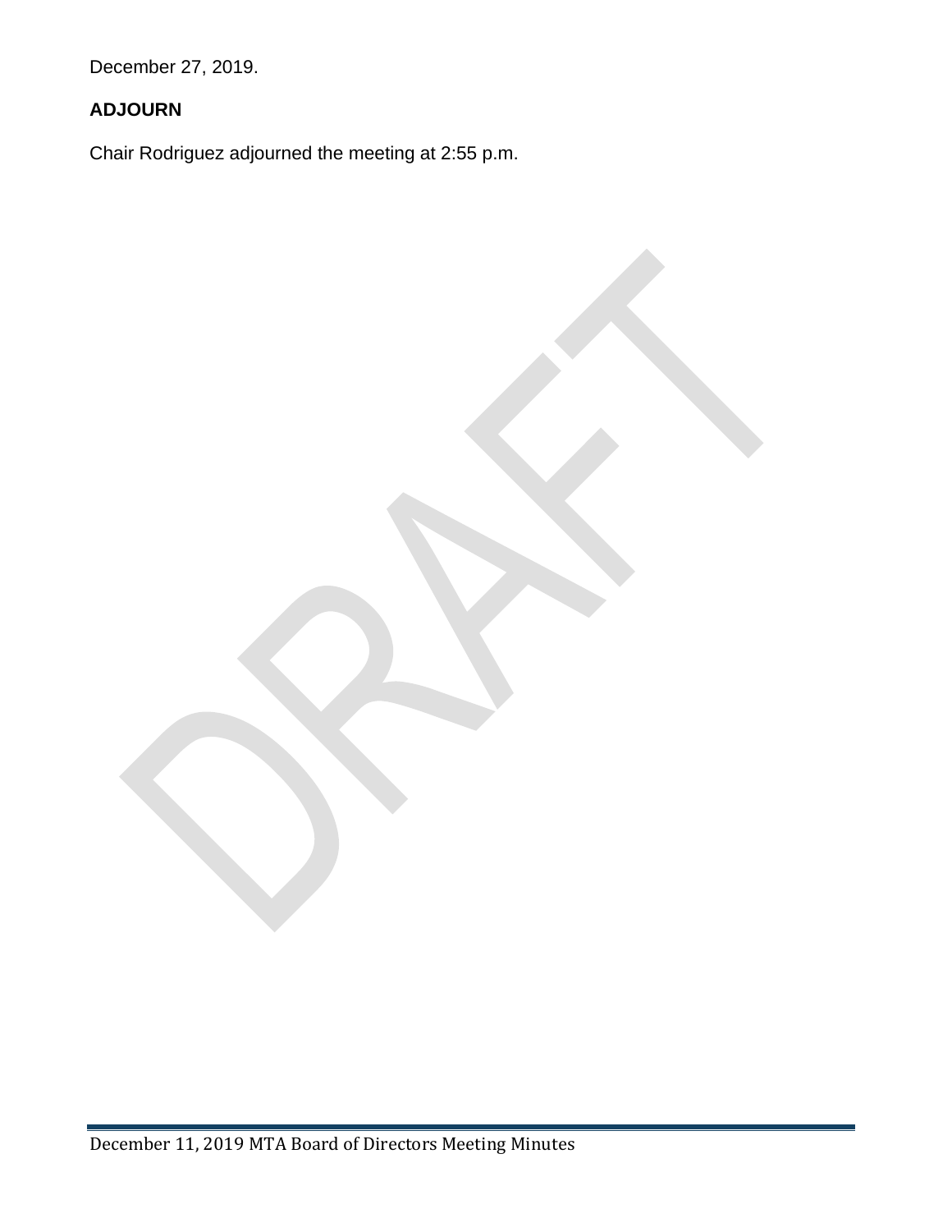December 27, 2019.

**ADJOURN**

Chair Rodriguez adjourned the meeting at 2:55 p.m.